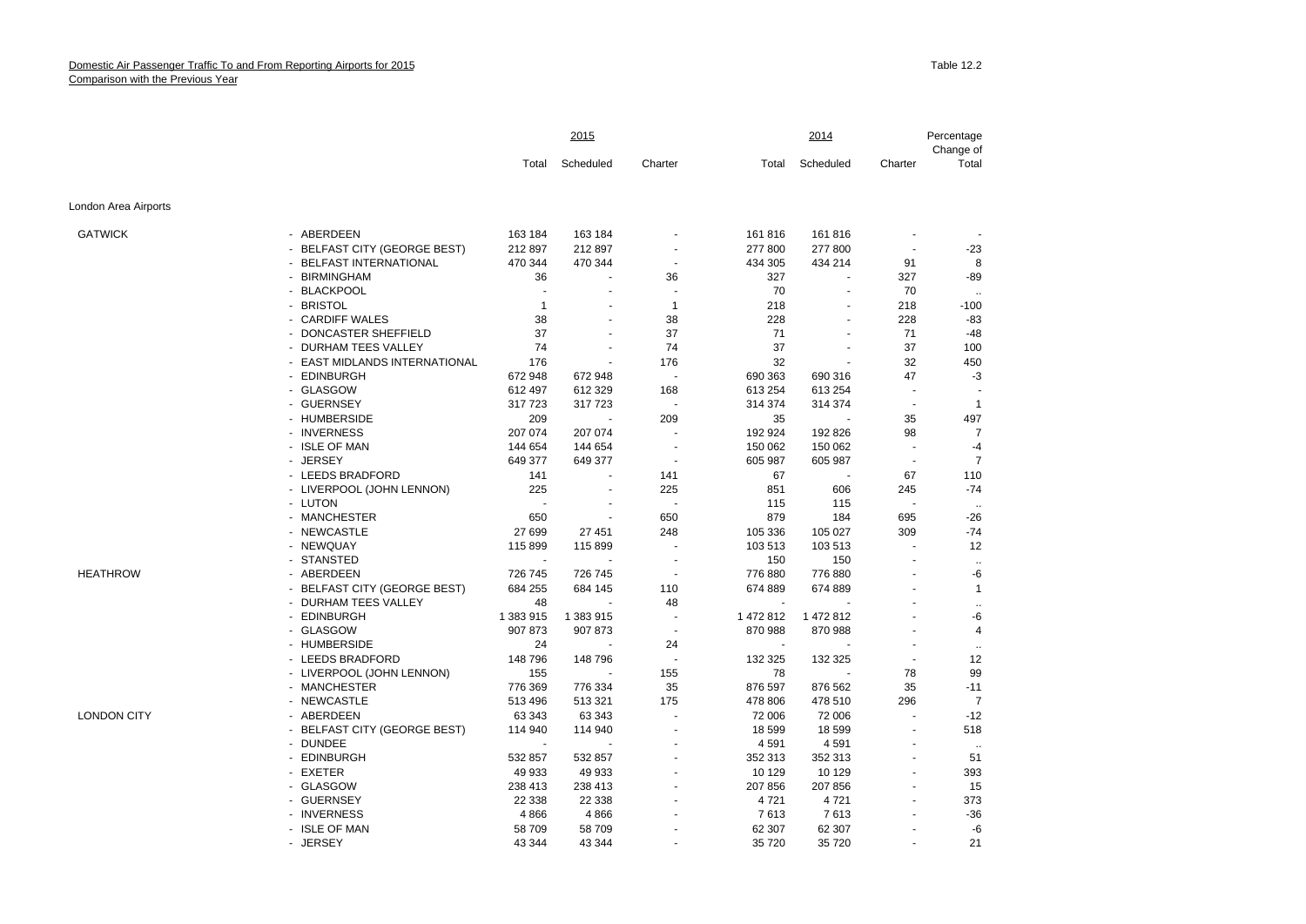Domestic Air Passenger Traffic To and From Reporting Airports for 2015
Comparison with the Previous Year

Table 12.2

| | | 2015 | | | 2014 | | | Percentage Change of |
|---|---|---|---|---|---|---|---|---|
| | | Total | Scheduled | Charter | Total | Scheduled | Charter | Total |
| London Area Airports | | | | | | | | |
| GATWICK | - ABERDEEN | 163 184 | 163 184 | - | 161 816 | 161 816 | - | - |
| | - BELFAST CITY (GEORGE BEST) | 212 897 | 212 897 | - | 277 800 | 277 800 | - | -23 |
| | - BELFAST INTERNATIONAL | 470 344 | 470 344 | - | 434 305 | 434 214 | 91 | 8 |
| | - BIRMINGHAM | 36 | - | 36 | 327 | - | 327 | -89 |
| | - BLACKPOOL | - | - | - | 70 | - | 70 | .. |
| | - BRISTOL | 1 | - | 1 | 218 | - | 218 | -100 |
| | - CARDIFF WALES | 38 | - | 38 | 228 | - | 228 | -83 |
| | - DONCASTER SHEFFIELD | 37 | - | 37 | 71 | - | 71 | -48 |
| | - DURHAM TEES VALLEY | 74 | - | 74 | 37 | - | 37 | 100 |
| | - EAST MIDLANDS INTERNATIONAL | 176 | - | 176 | 32 | - | 32 | 450 |
| | - EDINBURGH | 672 948 | 672 948 | - | 690 363 | 690 316 | 47 | -3 |
| | - GLASGOW | 612 497 | 612 329 | 168 | 613 254 | 613 254 | - | - |
| | - GUERNSEY | 317 723 | 317 723 | - | 314 374 | 314 374 | - | 1 |
| | - HUMBERSIDE | 209 | - | 209 | 35 | - | 35 | 497 |
| | - INVERNESS | 207 074 | 207 074 | - | 192 924 | 192 826 | 98 | 7 |
| | - ISLE OF MAN | 144 654 | 144 654 | - | 150 062 | 150 062 | - | -4 |
| | - JERSEY | 649 377 | 649 377 | - | 605 987 | 605 987 | - | 7 |
| | - LEEDS BRADFORD | 141 | - | 141 | 67 | - | 67 | 110 |
| | - LIVERPOOL (JOHN LENNON) | 225 | - | 225 | 851 | 606 | 245 | -74 |
| | - LUTON | - | - | - | 115 | 115 | - | .. |
| | - MANCHESTER | 650 | - | 650 | 879 | 184 | 695 | -26 |
| | - NEWCASTLE | 27 699 | 27 451 | 248 | 105 336 | 105 027 | 309 | -74 |
| | - NEWQUAY | 115 899 | 115 899 | - | 103 513 | 103 513 | - | 12 |
| | - STANSTED | - | - | - | 150 | 150 | - | .. |
| HEATHROW | - ABERDEEN | 726 745 | 726 745 | - | 776 880 | 776 880 | - | -6 |
| | - BELFAST CITY (GEORGE BEST) | 684 255 | 684 145 | 110 | 674 889 | 674 889 | - | 1 |
| | - DURHAM TEES VALLEY | 48 | - | 48 | - | - | - | .. |
| | - EDINBURGH | 1 383 915 | 1 383 915 | - | 1 472 812 | 1 472 812 | - | -6 |
| | - GLASGOW | 907 873 | 907 873 | - | 870 988 | 870 988 | - | 4 |
| | - HUMBERSIDE | 24 | - | 24 | - | - | - | .. |
| | - LEEDS BRADFORD | 148 796 | 148 796 | - | 132 325 | 132 325 | - | 12 |
| | - LIVERPOOL (JOHN LENNON) | 155 | - | 155 | 78 | - | 78 | 99 |
| | - MANCHESTER | 776 369 | 776 334 | 35 | 876 597 | 876 562 | 35 | -11 |
| | - NEWCASTLE | 513 496 | 513 321 | 175 | 478 806 | 478 510 | 296 | 7 |
| LONDON CITY | - ABERDEEN | 63 343 | 63 343 | - | 72 006 | 72 006 | - | -12 |
| | - BELFAST CITY (GEORGE BEST) | 114 940 | 114 940 | - | 18 599 | 18 599 | - | 518 |
| | - DUNDEE | - | - | - | 4 591 | 4 591 | - | .. |
| | - EDINBURGH | 532 857 | 532 857 | - | 352 313 | 352 313 | - | 51 |
| | - EXETER | 49 933 | 49 933 | - | 10 129 | 10 129 | - | 393 |
| | - GLASGOW | 238 413 | 238 413 | - | 207 856 | 207 856 | - | 15 |
| | - GUERNSEY | 22 338 | 22 338 | - | 4 721 | 4 721 | - | 373 |
| | - INVERNESS | 4 866 | 4 866 | - | 7 613 | 7 613 | - | -36 |
| | - ISLE OF MAN | 58 709 | 58 709 | - | 62 307 | 62 307 | - | -6 |
| | - JERSEY | 43 344 | 43 344 | - | 35 720 | 35 720 | - | 21 |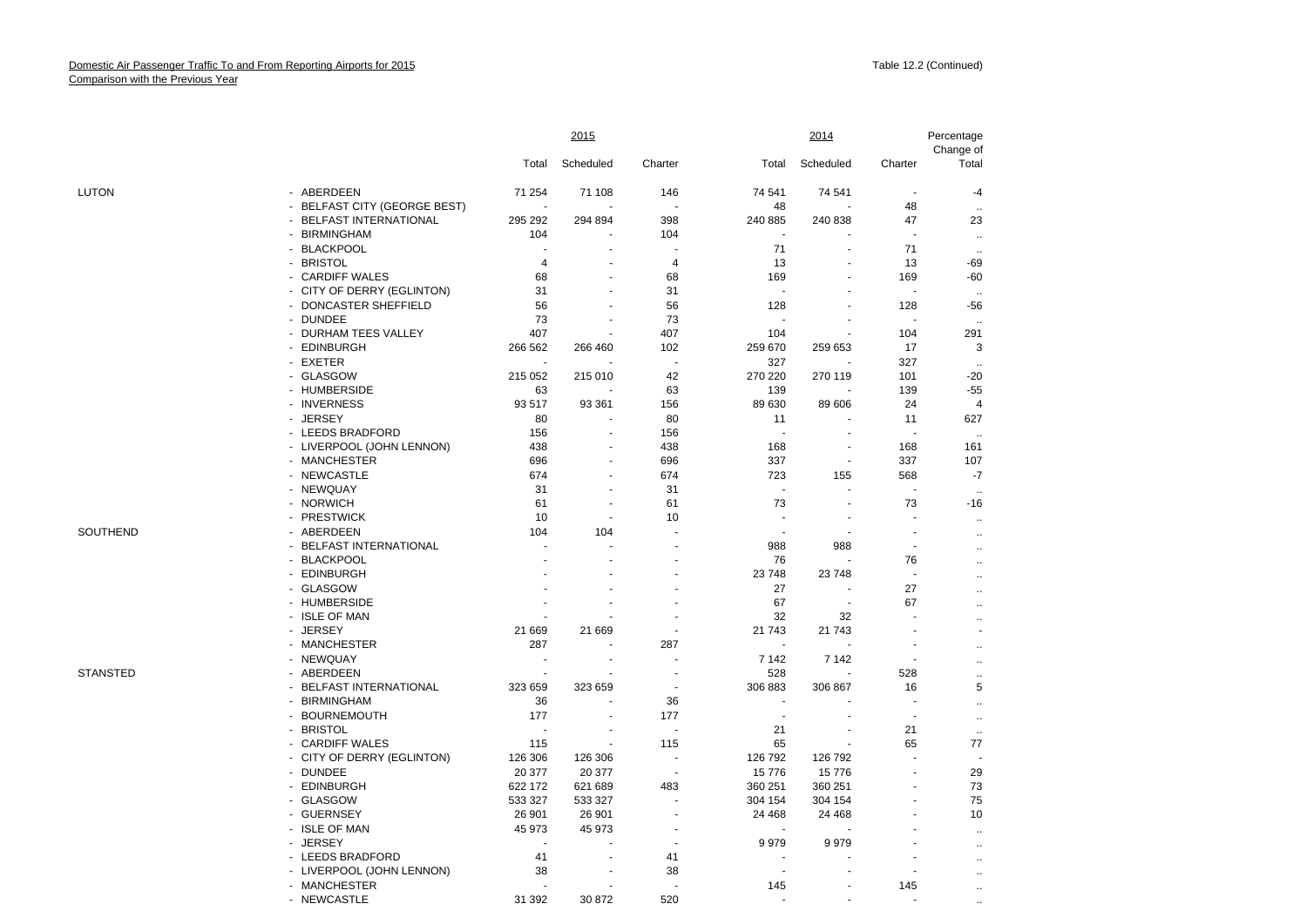Domestic Air Passenger Traffic To and From Reporting Airports for 2015
Comparison with the Previous Year

Table 12.2 (Continued)

| | | 2015 | | | 2014 | | | Percentage Change of |
|---|---|---|---|---|---|---|---|---|
| | | Total | Scheduled | Charter | Total | Scheduled | Charter | Total |
| LUTON | - ABERDEEN | 71 254 | 71 108 | 146 | 74 541 | 74 541 | - | -4 |
| | - BELFAST CITY (GEORGE BEST) | - | - | - | 48 | - | 48 | .. |
| | - BELFAST INTERNATIONAL | 295 292 | 294 894 | 398 | 240 885 | 240 838 | 47 | 23 |
| | - BIRMINGHAM | 104 | - | 104 | - | - | - | .. |
| | - BLACKPOOL | - | - | - | 71 | - | 71 | .. |
| | - BRISTOL | 4 | - | 4 | 13 | - | 13 | -69 |
| | - CARDIFF WALES | 68 | - | 68 | 169 | - | 169 | -60 |
| | - CITY OF DERRY (EGLINTON) | 31 | - | 31 | - | - | - | .. |
| | - DONCASTER SHEFFIELD | 56 | - | 56 | 128 | - | 128 | -56 |
| | - DUNDEE | 73 | - | 73 | - | - | - | .. |
| | - DURHAM TEES VALLEY | 407 | - | 407 | 104 | - | 104 | 291 |
| | - EDINBURGH | 266 562 | 266 460 | 102 | 259 670 | 259 653 | 17 | 3 |
| | - EXETER | - | - | - | 327 | - | 327 | .. |
| | - GLASGOW | 215 052 | 215 010 | 42 | 270 220 | 270 119 | 101 | -20 |
| | - HUMBERSIDE | 63 | - | 63 | 139 | - | 139 | -55 |
| | - INVERNESS | 93 517 | 93 361 | 156 | 89 630 | 89 606 | 24 | 4 |
| | - JERSEY | 80 | - | 80 | 11 | - | 11 | 627 |
| | - LEEDS BRADFORD | 156 | - | 156 | - | - | - | .. |
| | - LIVERPOOL (JOHN LENNON) | 438 | - | 438 | 168 | - | 168 | 161 |
| | - MANCHESTER | 696 | - | 696 | 337 | - | 337 | 107 |
| | - NEWCASTLE | 674 | - | 674 | 723 | 155 | 568 | -7 |
| | - NEWQUAY | 31 | - | 31 | - | - | - | .. |
| | - NORWICH | 61 | - | 61 | 73 | - | 73 | -16 |
| | - PRESTWICK | 10 | - | 10 | - | - | - | .. |
| SOUTHEND | - ABERDEEN | 104 | 104 | - | - | - | - | .. |
| | - BELFAST INTERNATIONAL | - | - | - | 988 | 988 | - | .. |
| | - BLACKPOOL | - | - | - | 76 | - | 76 | .. |
| | - EDINBURGH | - | - | - | 23 748 | 23 748 | - | .. |
| | - GLASGOW | - | - | - | 27 | - | 27 | .. |
| | - HUMBERSIDE | - | - | - | 67 | - | 67 | .. |
| | - ISLE OF MAN | - | - | - | 32 | 32 | - | .. |
| | - JERSEY | 21 669 | 21 669 | - | 21 743 | 21 743 | - | - |
| | - MANCHESTER | 287 | - | 287 | - | - | - | .. |
| | - NEWQUAY | - | - | - | 7 142 | 7 142 | - | .. |
| STANSTED | - ABERDEEN | - | - | - | 528 | - | 528 | .. |
| | - BELFAST INTERNATIONAL | 323 659 | 323 659 | - | 306 883 | 306 867 | 16 | 5 |
| | - BIRMINGHAM | 36 | - | 36 | - | - | - | .. |
| | - BOURNEMOUTH | 177 | - | 177 | - | - | - | .. |
| | - BRISTOL | - | - | - | 21 | - | 21 | .. |
| | - CARDIFF WALES | 115 | - | 115 | 65 | - | 65 | 77 |
| | - CITY OF DERRY (EGLINTON) | 126 306 | 126 306 | - | 126 792 | 126 792 | - | - |
| | - DUNDEE | 20 377 | 20 377 | - | 15 776 | 15 776 | - | 29 |
| | - EDINBURGH | 622 172 | 621 689 | 483 | 360 251 | 360 251 | - | 73 |
| | - GLASGOW | 533 327 | 533 327 | - | 304 154 | 304 154 | - | 75 |
| | - GUERNSEY | 26 901 | 26 901 | - | 24 468 | 24 468 | - | 10 |
| | - ISLE OF MAN | 45 973 | 45 973 | - | - | - | - | .. |
| | - JERSEY | - | - | - | 9 979 | 9 979 | - | .. |
| | - LEEDS BRADFORD | 41 | - | 41 | - | - | - | .. |
| | - LIVERPOOL (JOHN LENNON) | 38 | - | 38 | - | - | - | .. |
| | - MANCHESTER | - | - | - | 145 | - | 145 | .. |
| | - NEWCASTLE | 31 392 | 30 872 | 520 | - | - | - | .. |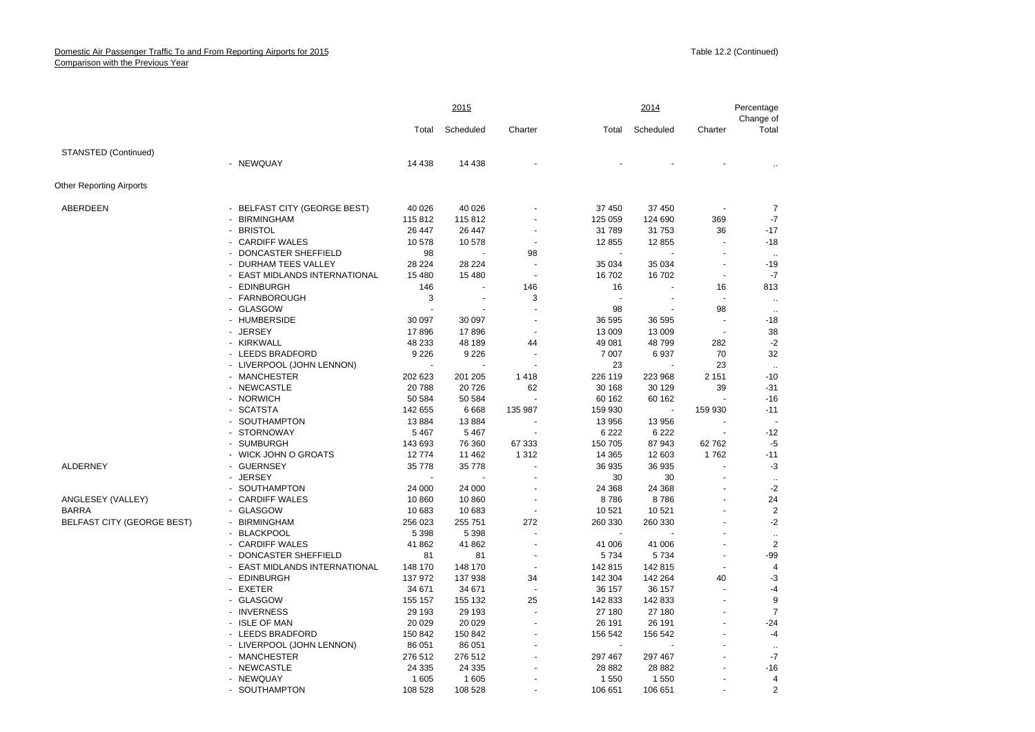Domestic Air Passenger Traffic To and From Reporting Airports for 2015
Comparison with the Previous Year

Table 12.2 (Continued)

| | | 2015 | | | 2014 | | | Percentage Change of |
|---|---|---|---|---|---|---|---|---|
| | | Total | Scheduled | Charter | Total | Scheduled | Charter | Total |
| STANSTED (Continued) | | | | | | | | |
| | - NEWQUAY | 14 438 | 14 438 | - | - | - | - | .. |
| Other Reporting Airports | | | | | | | | |
| ABERDEEN | - BELFAST CITY (GEORGE BEST) | 40 026 | 40 026 | - | 37 450 | 37 450 | - | 7 |
| | - BIRMINGHAM | 115 812 | 115 812 | - | 125 059 | 124 690 | 369 | -7 |
| | - BRISTOL | 26 447 | 26 447 | - | 31 789 | 31 753 | 36 | -17 |
| | - CARDIFF WALES | 10 578 | 10 578 | - | 12 855 | 12 855 | - | -18 |
| | - DONCASTER SHEFFIELD | 98 | - | 98 | - | - | - | .. |
| | - DURHAM TEES VALLEY | 28 224 | 28 224 | - | 35 034 | 35 034 | - | -19 |
| | - EAST MIDLANDS INTERNATIONAL | 15 480 | 15 480 | - | 16 702 | 16 702 | - | -7 |
| | - EDINBURGH | 146 | - | 146 | 16 | - | 16 | 813 |
| | - FARNBOROUGH | 3 | - | 3 | - | - | - | .. |
| | - GLASGOW | - | - | - | 98 | - | 98 | .. |
| | - HUMBERSIDE | 30 097 | 30 097 | - | 36 595 | 36 595 | - | -18 |
| | - JERSEY | 17 896 | 17 896 | - | 13 009 | 13 009 | - | 38 |
| | - KIRKWALL | 48 233 | 48 189 | 44 | 49 081 | 48 799 | 282 | -2 |
| | - LEEDS BRADFORD | 9 226 | 9 226 | - | 7 007 | 6 937 | 70 | 32 |
| | - LIVERPOOL (JOHN LENNON) | - | - | - | 23 | - | 23 | .. |
| | - MANCHESTER | 202 623 | 201 205 | 1 418 | 226 119 | 223 968 | 2 151 | -10 |
| | - NEWCASTLE | 20 788 | 20 726 | 62 | 30 168 | 30 129 | 39 | -31 |
| | - NORWICH | 50 584 | 50 584 | - | 60 162 | 60 162 | - | -16 |
| | - SCATSTA | 142 655 | 6 668 | 135 987 | 159 930 | - | 159 930 | -11 |
| | - SOUTHAMPTON | 13 884 | 13 884 | - | 13 956 | 13 956 | - | - |
| | - STORNOWAY | 5 467 | 5 467 | - | 6 222 | 6 222 | - | -12 |
| | - SUMBURGH | 143 693 | 76 360 | 67 333 | 150 705 | 87 943 | 62 762 | -5 |
| | - WICK JOHN O GROATS | 12 774 | 11 462 | 1 312 | 14 365 | 12 603 | 1 762 | -11 |
| ALDERNEY | - GUERNSEY | 35 778 | 35 778 | - | 36 935 | 36 935 | - | -3 |
| | - JERSEY | - | - | - | 30 | 30 | - | .. |
| | - SOUTHAMPTON | 24 000 | 24 000 | - | 24 368 | 24 368 | - | -2 |
| ANGLESEY (VALLEY) | - CARDIFF WALES | 10 860 | 10 860 | - | 8 786 | 8 786 | - | 24 |
| BARRA | - GLASGOW | 10 683 | 10 683 | - | 10 521 | 10 521 | - | 2 |
| BELFAST CITY (GEORGE BEST) | - BIRMINGHAM | 256 023 | 255 751 | 272 | 260 330 | 260 330 | - | -2 |
| | - BLACKPOOL | 5 398 | 5 398 | - | - | - | - | .. |
| | - CARDIFF WALES | 41 862 | 41 862 | - | 41 006 | 41 006 | - | 2 |
| | - DONCASTER SHEFFIELD | 81 | 81 | - | 5 734 | 5 734 | - | -99 |
| | - EAST MIDLANDS INTERNATIONAL | 148 170 | 148 170 | - | 142 815 | 142 815 | - | 4 |
| | - EDINBURGH | 137 972 | 137 938 | 34 | 142 304 | 142 264 | 40 | -3 |
| | - EXETER | 34 671 | 34 671 | - | 36 157 | 36 157 | - | -4 |
| | - GLASGOW | 155 157 | 155 132 | 25 | 142 833 | 142 833 | - | 9 |
| | - INVERNESS | 29 193 | 29 193 | - | 27 180 | 27 180 | - | 7 |
| | - ISLE OF MAN | 20 029 | 20 029 | - | 26 191 | 26 191 | - | -24 |
| | - LEEDS BRADFORD | 150 842 | 150 842 | - | 156 542 | 156 542 | - | -4 |
| | - LIVERPOOL (JOHN LENNON) | 86 051 | 86 051 | - | - | - | - | .. |
| | - MANCHESTER | 276 512 | 276 512 | - | 297 467 | 297 467 | - | -7 |
| | - NEWCASTLE | 24 335 | 24 335 | - | 28 882 | 28 882 | - | -16 |
| | - NEWQUAY | 1 605 | 1 605 | - | 1 550 | 1 550 | - | 4 |
| | - SOUTHAMPTON | 108 528 | 108 528 | - | 106 651 | 106 651 | - | 2 |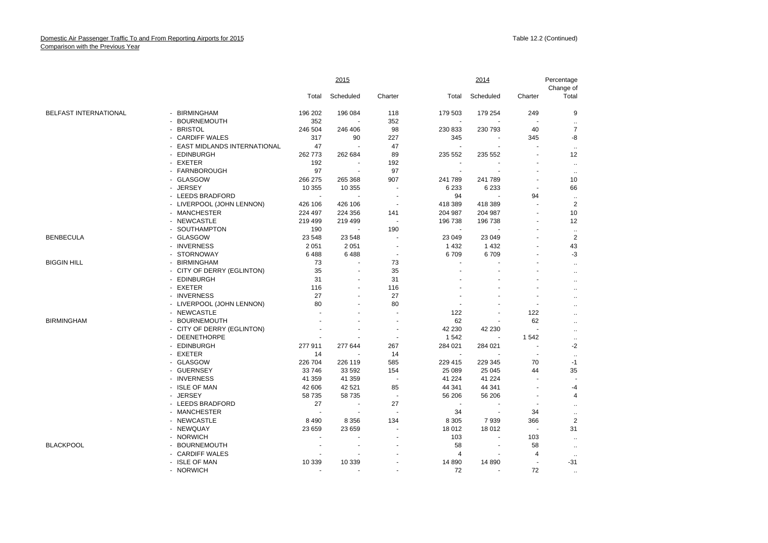Domestic Air Passenger Traffic To and From Reporting Airports for 2015
Comparison with the Previous Year

Table 12.2 (Continued)

| | | 2015 | | | 2014 | | | Percentage Change of |
|---|---|---|---|---|---|---|---|---|
| | | Total | Scheduled | Charter | Total | Scheduled | Charter | Total |
| BELFAST INTERNATIONAL | - BIRMINGHAM | 196 202 | 196 084 | 118 | 179 503 | 179 254 | 249 | 9 |
| | - BOURNEMOUTH | 352 | - | 352 | - | - | - | .. |
| | - BRISTOL | 246 504 | 246 406 | 98 | 230 833 | 230 793 | 40 | 7 |
| | - CARDIFF WALES | 317 | 90 | 227 | 345 | - | 345 | -8 |
| | - EAST MIDLANDS INTERNATIONAL | 47 | - | 47 | - | - | - | .. |
| | - EDINBURGH | 262 773 | 262 684 | 89 | 235 552 | 235 552 | - | 12 |
| | - EXETER | 192 | - | 192 | - | - | - | .. |
| | - FARNBOROUGH | 97 | - | 97 | - | - | - | .. |
| | - GLASGOW | 266 275 | 265 368 | 907 | 241 789 | 241 789 | - | 10 |
| | - JERSEY | 10 355 | 10 355 | - | 6 233 | 6 233 | - | 66 |
| | - LEEDS BRADFORD | - | - | - | 94 | - | 94 | .. |
| | - LIVERPOOL (JOHN LENNON) | 426 106 | 426 106 | - | 418 389 | 418 389 | - | 2 |
| | - MANCHESTER | 224 497 | 224 356 | 141 | 204 987 | 204 987 | - | 10 |
| | - NEWCASTLE | 219 499 | 219 499 | - | 196 738 | 196 738 | - | 12 |
| | - SOUTHAMPTON | 190 | - | 190 | - | - | - | .. |
| BENBECULA | - GLASGOW | 23 548 | 23 548 | - | 23 049 | 23 049 | - | 2 |
| | - INVERNESS | 2 051 | 2 051 | - | 1 432 | 1 432 | - | 43 |
| | - STORNOWAY | 6 488 | 6 488 | - | 6 709 | 6 709 | - | -3 |
| BIGGIN HILL | - BIRMINGHAM | 73 | - | 73 | - | - | - | .. |
| | - CITY OF DERRY (EGLINTON) | 35 | - | 35 | - | - | - | .. |
| | - EDINBURGH | 31 | - | 31 | - | - | - | .. |
| | - EXETER | 116 | - | 116 | - | - | - | .. |
| | - INVERNESS | 27 | - | 27 | - | - | - | .. |
| | - LIVERPOOL (JOHN LENNON) | 80 | - | 80 | - | - | - | .. |
| | - NEWCASTLE | - | - | - | 122 | - | 122 | .. |
| BIRMINGHAM | - BOURNEMOUTH | - | - | - | 62 | - | 62 | .. |
| | - CITY OF DERRY (EGLINTON) | - | - | - | 42 230 | 42 230 | - | .. |
| | - DEENETHORPE | - | - | - | 1 542 | - | 1 542 | .. |
| | - EDINBURGH | 277 911 | 277 644 | 267 | 284 021 | 284 021 | - | -2 |
| | - EXETER | 14 | - | 14 | - | - | - | .. |
| | - GLASGOW | 226 704 | 226 119 | 585 | 229 415 | 229 345 | 70 | -1 |
| | - GUERNSEY | 33 746 | 33 592 | 154 | 25 089 | 25 045 | 44 | 35 |
| | - INVERNESS | 41 359 | 41 359 | - | 41 224 | 41 224 | - | - |
| | - ISLE OF MAN | 42 606 | 42 521 | 85 | 44 341 | 44 341 | - | -4 |
| | - JERSEY | 58 735 | 58 735 | - | 56 206 | 56 206 | - | 4 |
| | - LEEDS BRADFORD | 27 | - | 27 | - | - | - | .. |
| | - MANCHESTER | - | - | - | 34 | - | 34 | .. |
| | - NEWCASTLE | 8 490 | 8 356 | 134 | 8 305 | 7 939 | 366 | 2 |
| | - NEWQUAY | 23 659 | 23 659 | - | 18 012 | 18 012 | - | 31 |
| | - NORWICH | - | - | - | 103 | - | 103 | .. |
| BLACKPOOL | - BOURNEMOUTH | - | - | - | 58 | - | 58 | .. |
| | - CARDIFF WALES | - | - | - | 4 | - | 4 | .. |
| | - ISLE OF MAN | 10 339 | 10 339 | - | 14 890 | 14 890 | - | -31 |
| | - NORWICH | - | - | - | 72 | - | 72 | .. |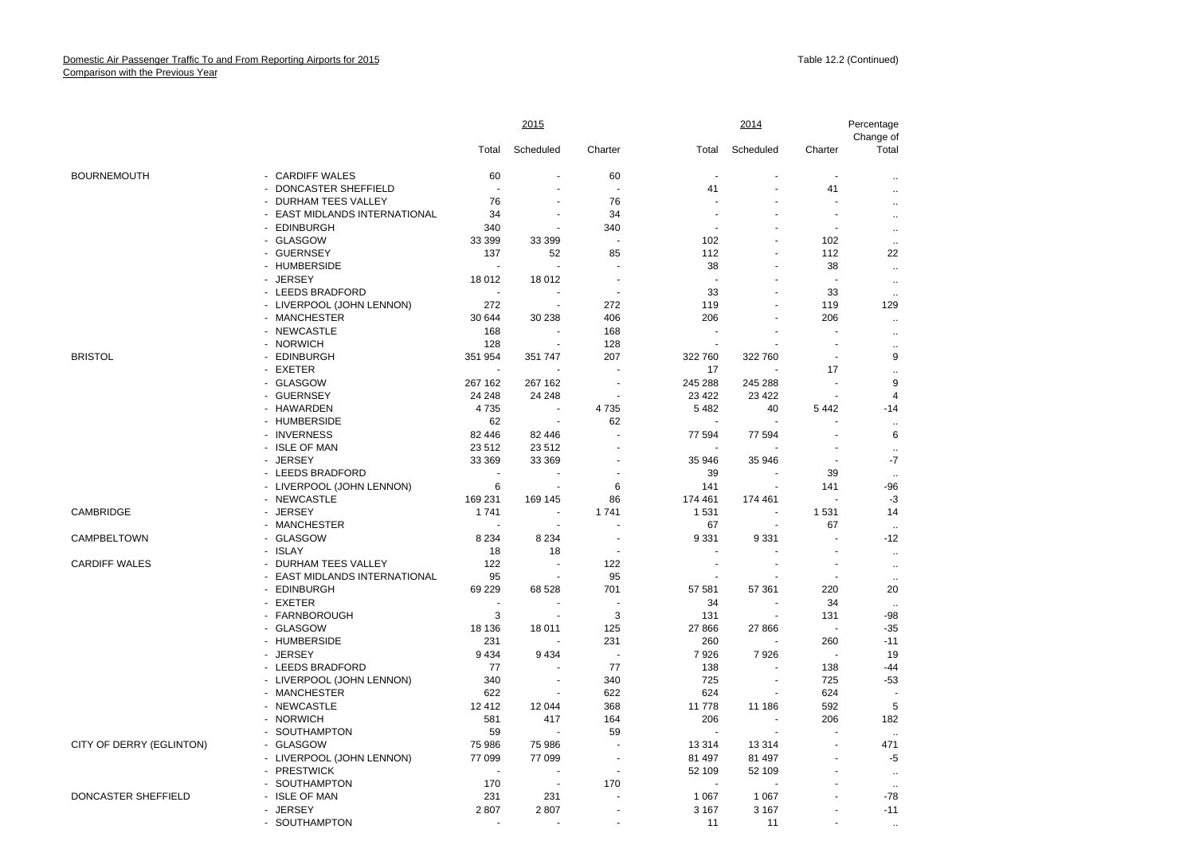Domestic Air Passenger Traffic To and From Reporting Airports for 2015
Comparison with the Previous Year

Table 12.2 (Continued)

| | | 2015 | | | 2014 | | | Percentage Change of |
|---|---|---|---|---|---|---|---|---|
| | | Total | Scheduled | Charter | Total | Scheduled | Charter | Total |
| BOURNEMOUTH | - CARDIFF WALES | 60 | - | 60 | - | - | - | .. |
| | - DONCASTER SHEFFIELD | - | - | - | 41 | - | 41 | .. |
| | - DURHAM TEES VALLEY | 76 | - | 76 | - | - | - | .. |
| | - EAST MIDLANDS INTERNATIONAL | 34 | - | 34 | - | - | - | .. |
| | - EDINBURGH | 340 | - | 340 | - | - | - | .. |
| | - GLASGOW | 33 399 | 33 399 | - | 102 | - | 102 | .. |
| | - GUERNSEY | 137 | 52 | 85 | 112 | - | 112 | 22 |
| | - HUMBERSIDE | - | - | - | 38 | - | 38 | .. |
| | - JERSEY | 18 012 | 18 012 | - | - | - | - | .. |
| | - LEEDS BRADFORD | - | - | - | 33 | - | 33 | .. |
| | - LIVERPOOL (JOHN LENNON) | 272 | - | 272 | 119 | - | 119 | 129 |
| | - MANCHESTER | 30 644 | 30 238 | 406 | 206 | - | 206 | .. |
| | - NEWCASTLE | 168 | - | 168 | - | - | - | .. |
| | - NORWICH | 128 | - | 128 | - | - | - | .. |
| BRISTOL | - EDINBURGH | 351 954 | 351 747 | 207 | 322 760 | 322 760 | - | 9 |
| | - EXETER | - | - | - | 17 | - | 17 | .. |
| | - GLASGOW | 267 162 | 267 162 | - | 245 288 | 245 288 | - | 9 |
| | - GUERNSEY | 24 248 | 24 248 | - | 23 422 | 23 422 | - | 4 |
| | - HAWARDEN | 4 735 | - | 4 735 | 5 482 | 40 | 5 442 | -14 |
| | - HUMBERSIDE | 62 | - | 62 | - | - | - | .. |
| | - INVERNESS | 82 446 | 82 446 | - | 77 594 | 77 594 | - | 6 |
| | - ISLE OF MAN | 23 512 | 23 512 | - | - | - | - | .. |
| | - JERSEY | 33 369 | 33 369 | - | 35 946 | 35 946 | - | -7 |
| | - LEEDS BRADFORD | - | - | - | 39 | - | 39 | .. |
| | - LIVERPOOL (JOHN LENNON) | 6 | - | 6 | 141 | - | 141 | -96 |
| | - NEWCASTLE | 169 231 | 169 145 | 86 | 174 461 | 174 461 | - | -3 |
| CAMBRIDGE | - JERSEY | 1 741 | - | 1 741 | 1 531 | - | 1 531 | 14 |
| | - MANCHESTER | - | - | - | 67 | - | 67 | .. |
| CAMPBELTOWN | - GLASGOW | 8 234 | 8 234 | - | 9 331 | 9 331 | - | -12 |
| | - ISLAY | 18 | 18 | - | - | - | - | .. |
| CARDIFF WALES | - DURHAM TEES VALLEY | 122 | - | 122 | - | - | - | .. |
| | - EAST MIDLANDS INTERNATIONAL | 95 | - | 95 | - | - | - | .. |
| | - EDINBURGH | 69 229 | 68 528 | 701 | 57 581 | 57 361 | 220 | 20 |
| | - EXETER | - | - | - | 34 | - | 34 | .. |
| | - FARNBOROUGH | 3 | - | 3 | 131 | - | 131 | -98 |
| | - GLASGOW | 18 136 | 18 011 | 125 | 27 866 | 27 866 | - | -35 |
| | - HUMBERSIDE | 231 | - | 231 | 260 | - | 260 | -11 |
| | - JERSEY | 9 434 | 9 434 | - | 7 926 | 7 926 | - | 19 |
| | - LEEDS BRADFORD | 77 | - | 77 | 138 | - | 138 | -44 |
| | - LIVERPOOL (JOHN LENNON) | 340 | - | 340 | 725 | - | 725 | -53 |
| | - MANCHESTER | 622 | - | 622 | 624 | - | 624 | - |
| | - NEWCASTLE | 12 412 | 12 044 | 368 | 11 778 | 11 186 | 592 | 5 |
| | - NORWICH | 581 | 417 | 164 | 206 | - | 206 | 182 |
| | - SOUTHAMPTON | 59 | - | 59 | - | - | - | .. |
| CITY OF DERRY (EGLINTON) | - GLASGOW | 75 986 | 75 986 | - | 13 314 | 13 314 | - | 471 |
| | - LIVERPOOL (JOHN LENNON) | 77 099 | 77 099 | - | 81 497 | 81 497 | - | -5 |
| | - PRESTWICK | - | - | - | 52 109 | 52 109 | - | .. |
| | - SOUTHAMPTON | 170 | - | 170 | - | - | - | .. |
| DONCASTER SHEFFIELD | - ISLE OF MAN | 231 | 231 | - | 1 067 | 1 067 | - | -78 |
| | - JERSEY | 2 807 | 2 807 | - | 3 167 | 3 167 | - | -11 |
| | - SOUTHAMPTON | - | - | - | 11 | 11 | - | .. |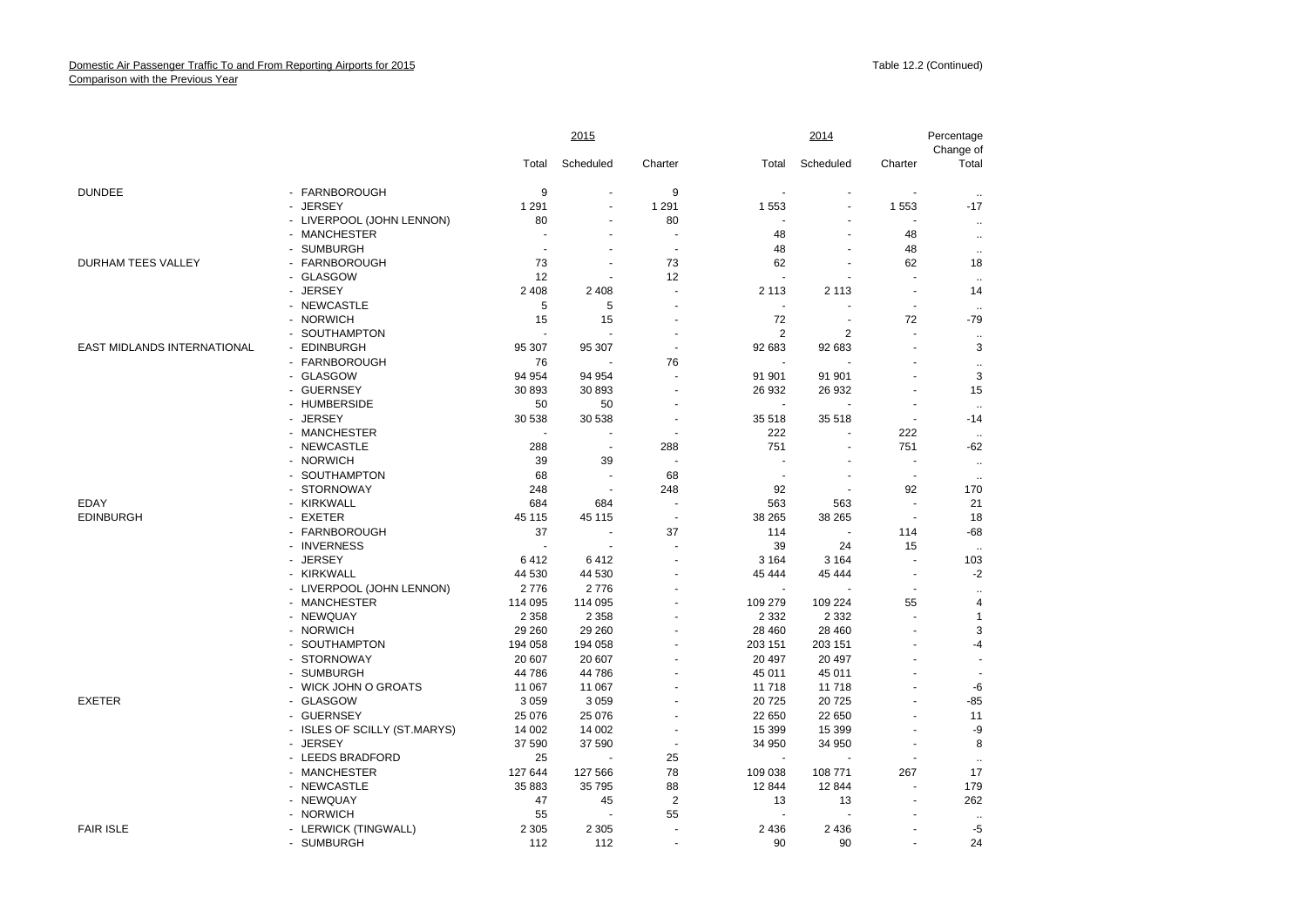Domestic Air Passenger Traffic To and From Reporting Airports for 2015
Comparison with the Previous Year

Table 12.2 (Continued)

| | | 2015 | | | 2014 | | | Percentage Change of |
|---|---|---|---|---|---|---|---|---|
| | | Total | Scheduled | Charter | Total | Scheduled | Charter | Total |
| DUNDEE | - FARNBOROUGH | 9 | - | 9 | - | - | - | .. |
| | - JERSEY | 1 291 | - | 1 291 | 1 553 | - | 1 553 | -17 |
| | - LIVERPOOL (JOHN LENNON) | 80 | - | 80 | - | - | - | .. |
| | - MANCHESTER | - | - | - | 48 | - | 48 | .. |
| | - SUMBURGH | - | - | - | 48 | - | 48 | .. |
| DURHAM TEES VALLEY | - FARNBOROUGH | 73 | - | 73 | 62 | - | 62 | 18 |
| | - GLASGOW | 12 | - | 12 | - | - | - | .. |
| | - JERSEY | 2 408 | 2 408 | - | 2 113 | 2 113 | - | 14 |
| | - NEWCASTLE | 5 | 5 | - | - | - | - | .. |
| | - NORWICH | 15 | 15 | - | 72 | - | 72 | -79 |
| | - SOUTHAMPTON | - | - | - | 2 | 2 | - | .. |
| EAST MIDLANDS INTERNATIONAL | - EDINBURGH | 95 307 | 95 307 | - | 92 683 | 92 683 | - | 3 |
| | - FARNBOROUGH | 76 | - | 76 | - | - | - | .. |
| | - GLASGOW | 94 954 | 94 954 | - | 91 901 | 91 901 | - | 3 |
| | - GUERNSEY | 30 893 | 30 893 | - | 26 932 | 26 932 | - | 15 |
| | - HUMBERSIDE | 50 | 50 | - | - | - | - | .. |
| | - JERSEY | 30 538 | 30 538 | - | 35 518 | 35 518 | - | -14 |
| | - MANCHESTER | - | - | - | 222 | - | 222 | .. |
| | - NEWCASTLE | 288 | - | 288 | 751 | - | 751 | -62 |
| | - NORWICH | 39 | 39 | - | - | - | - | .. |
| | - SOUTHAMPTON | 68 | - | 68 | - | - | - | .. |
| | - STORNOWAY | 248 | - | 248 | 92 | - | 92 | 170 |
| EDAY | - KIRKWALL | 684 | 684 | - | 563 | 563 | - | 21 |
| EDINBURGH | - EXETER | 45 115 | 45 115 | - | 38 265 | 38 265 | - | 18 |
| | - FARNBOROUGH | 37 | - | 37 | 114 | - | 114 | -68 |
| | - INVERNESS | - | - | - | 39 | 24 | 15 | .. |
| | - JERSEY | 6 412 | 6 412 | - | 3 164 | 3 164 | - | 103 |
| | - KIRKWALL | 44 530 | 44 530 | - | 45 444 | 45 444 | - | -2 |
| | - LIVERPOOL (JOHN LENNON) | 2 776 | 2 776 | - | - | - | - | .. |
| | - MANCHESTER | 114 095 | 114 095 | - | 109 279 | 109 224 | 55 | 4 |
| | - NEWQUAY | 2 358 | 2 358 | - | 2 332 | 2 332 | - | 1 |
| | - NORWICH | 29 260 | 29 260 | - | 28 460 | 28 460 | - | 3 |
| | - SOUTHAMPTON | 194 058 | 194 058 | - | 203 151 | 203 151 | - | -4 |
| | - STORNOWAY | 20 607 | 20 607 | - | 20 497 | 20 497 | - | - |
| | - SUMBURGH | 44 786 | 44 786 | - | 45 011 | 45 011 | - | - |
| | - WICK JOHN O GROATS | 11 067 | 11 067 | - | 11 718 | 11 718 | - | -6 |
| EXETER | - GLASGOW | 3 059 | 3 059 | - | 20 725 | 20 725 | - | -85 |
| | - GUERNSEY | 25 076 | 25 076 | - | 22 650 | 22 650 | - | 11 |
| | - ISLES OF SCILLY (ST.MARYS) | 14 002 | 14 002 | - | 15 399 | 15 399 | - | -9 |
| | - JERSEY | 37 590 | 37 590 | - | 34 950 | 34 950 | - | 8 |
| | - LEEDS BRADFORD | 25 | - | 25 | - | - | - | .. |
| | - MANCHESTER | 127 644 | 127 566 | 78 | 109 038 | 108 771 | 267 | 17 |
| | - NEWCASTLE | 35 883 | 35 795 | 88 | 12 844 | 12 844 | - | 179 |
| | - NEWQUAY | 47 | 45 | 2 | 13 | 13 | - | 262 |
| | - NORWICH | 55 | - | 55 | - | - | - | .. |
| FAIR ISLE | - LERWICK (TINGWALL) | 2 305 | 2 305 | - | 2 436 | 2 436 | - | -5 |
| | - SUMBURGH | 112 | 112 | - | 90 | 90 | - | 24 |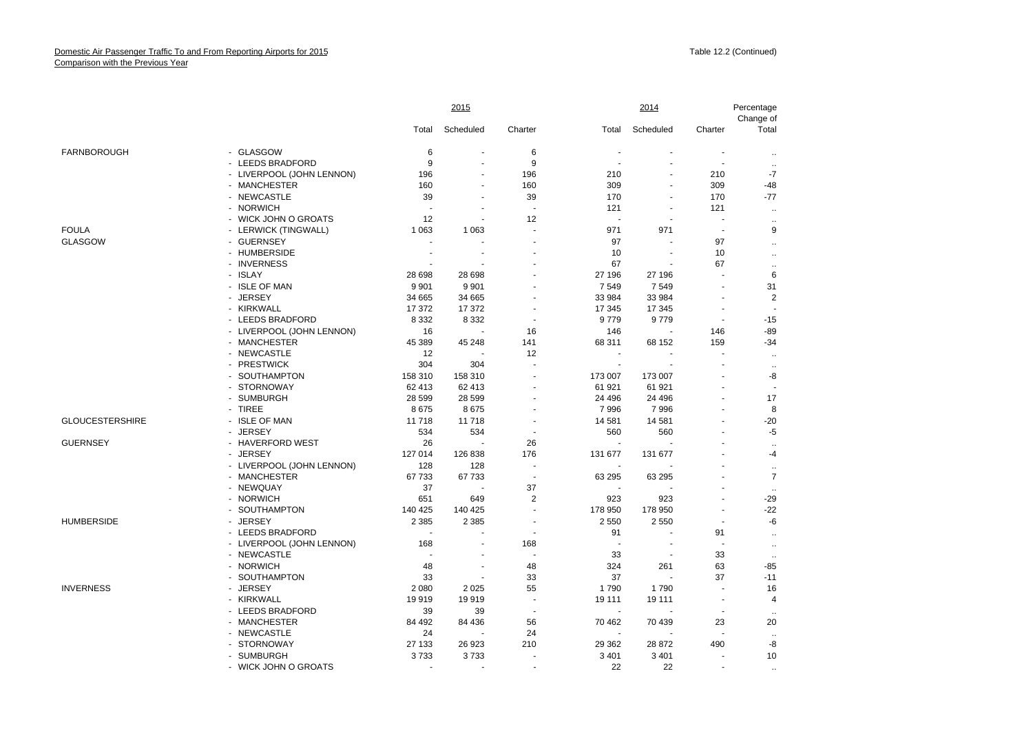Domestic Air Passenger Traffic To and From Reporting Airports for 2015
Comparison with the Previous Year

Table 12.2 (Continued)

| | | 2015 | | | 2014 | | | Percentage Change of |
|---|---|---|---|---|---|---|---|---|
| | | Total | Scheduled | Charter | Total | Scheduled | Charter | Total |
| FARNBOROUGH | - GLASGOW | 6 | - | 6 | - | - | - | .. |
| | - LEEDS BRADFORD | 9 | - | 9 | - | - | - | .. |
| | - LIVERPOOL (JOHN LENNON) | 196 | - | 196 | 210 | - | 210 | -7 |
| | - MANCHESTER | 160 | - | 160 | 309 | - | 309 | -48 |
| | - NEWCASTLE | 39 | - | 39 | 170 | - | 170 | -77 |
| | - NORWICH | - | - | - | 121 | - | 121 | .. |
| | - WICK JOHN O GROATS | 12 | - | 12 | - | - | - | .. |
| FOULA | - LERWICK (TINGWALL) | 1 063 | 1 063 | - | 971 | 971 | - | 9 |
| GLASGOW | - GUERNSEY | - | - | - | 97 | - | 97 | .. |
| | - HUMBERSIDE | - | - | - | 10 | - | 10 | .. |
| | - INVERNESS | - | - | - | 67 | - | 67 | .. |
| | - ISLAY | 28 698 | 28 698 | - | 27 196 | 27 196 | - | 6 |
| | - ISLE OF MAN | 9 901 | 9 901 | - | 7 549 | 7 549 | - | 31 |
| | - JERSEY | 34 665 | 34 665 | - | 33 984 | 33 984 | - | 2 |
| | - KIRKWALL | 17 372 | 17 372 | - | 17 345 | 17 345 | - | - |
| | - LEEDS BRADFORD | 8 332 | 8 332 | - | 9 779 | 9 779 | - | -15 |
| | - LIVERPOOL (JOHN LENNON) | 16 | - | 16 | 146 | - | 146 | -89 |
| | - MANCHESTER | 45 389 | 45 248 | 141 | 68 311 | 68 152 | 159 | -34 |
| | - NEWCASTLE | 12 | - | 12 | - | - | - | .. |
| | - PRESTWICK | 304 | 304 | - | - | - | - | .. |
| | - SOUTHAMPTON | 158 310 | 158 310 | - | 173 007 | 173 007 | - | -8 |
| | - STORNOWAY | 62 413 | 62 413 | - | 61 921 | 61 921 | - | - |
| | - SUMBURGH | 28 599 | 28 599 | - | 24 496 | 24 496 | - | 17 |
| | - TIREE | 8 675 | 8 675 | - | 7 996 | 7 996 | - | 8 |
| GLOUCESTERSHIRE | - ISLE OF MAN | 11 718 | 11 718 | - | 14 581 | 14 581 | - | -20 |
| | - JERSEY | 534 | 534 | - | 560 | 560 | - | -5 |
| GUERNSEY | - HAVERFORD WEST | 26 | - | 26 | - | - | - | .. |
| | - JERSEY | 127 014 | 126 838 | 176 | 131 677 | 131 677 | - | -4 |
| | - LIVERPOOL (JOHN LENNON) | 128 | 128 | - | - | - | - | .. |
| | - MANCHESTER | 67 733 | 67 733 | - | 63 295 | 63 295 | - | 7 |
| | - NEWQUAY | 37 | - | 37 | - | - | - | .. |
| | - NORWICH | 651 | 649 | 2 | 923 | 923 | - | -29 |
| | - SOUTHAMPTON | 140 425 | 140 425 | - | 178 950 | 178 950 | - | -22 |
| HUMBERSIDE | - JERSEY | 2 385 | 2 385 | - | 2 550 | 2 550 | - | -6 |
| | - LEEDS BRADFORD | - | - | - | 91 | - | 91 | .. |
| | - LIVERPOOL (JOHN LENNON) | 168 | - | 168 | - | - | - | .. |
| | - NEWCASTLE | - | - | - | 33 | - | 33 | .. |
| | - NORWICH | 48 | - | 48 | 324 | 261 | 63 | -85 |
| | - SOUTHAMPTON | 33 | - | 33 | 37 | - | 37 | -11 |
| INVERNESS | - JERSEY | 2 080 | 2 025 | 55 | 1 790 | 1 790 | - | 16 |
| | - KIRKWALL | 19 919 | 19 919 | - | 19 111 | 19 111 | - | 4 |
| | - LEEDS BRADFORD | 39 | 39 | - | - | - | - | .. |
| | - MANCHESTER | 84 492 | 84 436 | 56 | 70 462 | 70 439 | 23 | 20 |
| | - NEWCASTLE | 24 | - | 24 | - | - | - | .. |
| | - STORNOWAY | 27 133 | 26 923 | 210 | 29 362 | 28 872 | 490 | -8 |
| | - SUMBURGH | 3 733 | 3 733 | - | 3 401 | 3 401 | - | 10 |
| | - WICK JOHN O GROATS | - | - | - | 22 | 22 | - | .. |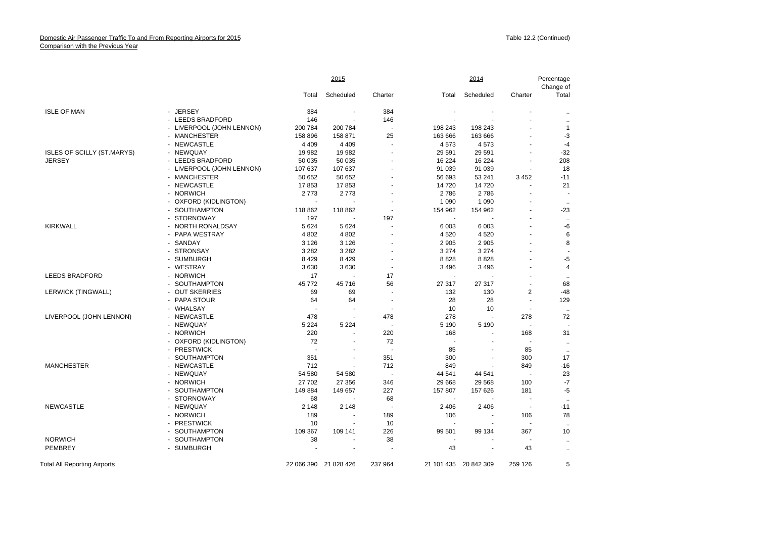Domestic Air Passenger Traffic To and From Reporting Airports for 2015
Comparison with the Previous Year

Table 12.2 (Continued)

| | | 2015 | | | 2014 | | | Percentage Change of |
|---|---|---|---|---|---|---|---|---|
| | | Total | Scheduled | Charter | Total | Scheduled | Charter | Total |
| ISLE OF MAN | - JERSEY | 384 | - | 384 | - | - | - | .. |
| | - LEEDS BRADFORD | 146 | - | 146 | - | - | - | .. |
| | - LIVERPOOL (JOHN LENNON) | 200 784 | 200 784 | - | 198 243 | 198 243 | - | 1 |
| | - MANCHESTER | 158 896 | 158 871 | 25 | 163 666 | 163 666 | - | -3 |
| | - NEWCASTLE | 4 409 | 4 409 | - | 4 573 | 4 573 | - | -4 |
| ISLES OF SCILLY (ST.MARYS) | - NEWQUAY | 19 982 | 19 982 | - | 29 591 | 29 591 | - | -32 |
| JERSEY | - LEEDS BRADFORD | 50 035 | 50 035 | - | 16 224 | 16 224 | - | 208 |
| | - LIVERPOOL (JOHN LENNON) | 107 637 | 107 637 | - | 91 039 | 91 039 | - | 18 |
| | - MANCHESTER | 50 652 | 50 652 | - | 56 693 | 53 241 | 3 452 | -11 |
| | - NEWCASTLE | 17 853 | 17 853 | - | 14 720 | 14 720 | - | 21 |
| | - NORWICH | 2 773 | 2 773 | - | 2 786 | 2 786 | - | - |
| | - OXFORD (KIDLINGTON) | - | - | - | 1 090 | 1 090 | - | .. |
| | - SOUTHAMPTON | 118 862 | 118 862 | - | 154 962 | 154 962 | - | -23 |
| | - STORNOWAY | 197 | - | 197 | - | - | - | .. |
| KIRKWALL | - NORTH RONALDSAY | 5 624 | 5 624 | - | 6 003 | 6 003 | - | -6 |
| | - PAPA WESTRAY | 4 802 | 4 802 | - | 4 520 | 4 520 | - | 6 |
| | - SANDAY | 3 126 | 3 126 | - | 2 905 | 2 905 | - | 8 |
| | - STRONSAY | 3 282 | 3 282 | - | 3 274 | 3 274 | - | - |
| | - SUMBURGH | 8 429 | 8 429 | - | 8 828 | 8 828 | - | -5 |
| | - WESTRAY | 3 630 | 3 630 | - | 3 496 | 3 496 | - | 4 |
| LEEDS BRADFORD | - NORWICH | 17 | - | 17 | - | - | - | .. |
| | - SOUTHAMPTON | 45 772 | 45 716 | 56 | 27 317 | 27 317 | - | 68 |
| LERWICK (TINGWALL) | - OUT SKERRIES | 69 | 69 | - | 132 | 130 | 2 | -48 |
| | - PAPA STOUR | 64 | 64 | - | 28 | 28 | - | 129 |
| | - WHALSAY | - | - | - | 10 | 10 | - | .. |
| LIVERPOOL (JOHN LENNON) | - NEWCASTLE | 478 | - | 478 | 278 | - | 278 | 72 |
| | - NEWQUAY | 5 224 | 5 224 | - | 5 190 | 5 190 | - | - |
| | - NORWICH | 220 | - | 220 | 168 | - | 168 | 31 |
| | - OXFORD (KIDLINGTON) | 72 | - | 72 | - | - | - | .. |
| | - PRESTWICK | - | - | - | 85 | - | 85 | .. |
| | - SOUTHAMPTON | 351 | - | 351 | 300 | - | 300 | 17 |
| MANCHESTER | - NEWCASTLE | 712 | - | 712 | 849 | - | 849 | -16 |
| | - NEWQUAY | 54 580 | 54 580 | - | 44 541 | 44 541 | - | 23 |
| | - NORWICH | 27 702 | 27 356 | 346 | 29 668 | 29 568 | 100 | -7 |
| | - SOUTHAMPTON | 149 884 | 149 657 | 227 | 157 807 | 157 626 | 181 | -5 |
| | - STORNOWAY | 68 | - | 68 | - | - | - | .. |
| NEWCASTLE | - NEWQUAY | 2 148 | 2 148 | - | 2 406 | 2 406 | - | -11 |
| | - NORWICH | 189 | - | 189 | 106 | - | 106 | 78 |
| | - PRESTWICK | 10 | - | 10 | - | - | - | .. |
| | - SOUTHAMPTON | 109 367 | 109 141 | 226 | 99 501 | 99 134 | 367 | 10 |
| NORWICH | - SOUTHAMPTON | 38 | - | 38 | - | - | - | .. |
| PEMBREY | - SUMBURGH | - | - | - | 43 | - | 43 | .. |
| Total All Reporting Airports | | 22 066 390 | 21 828 426 | 237 964 | 21 101 435 | 20 842 309 | 259 126 | 5 |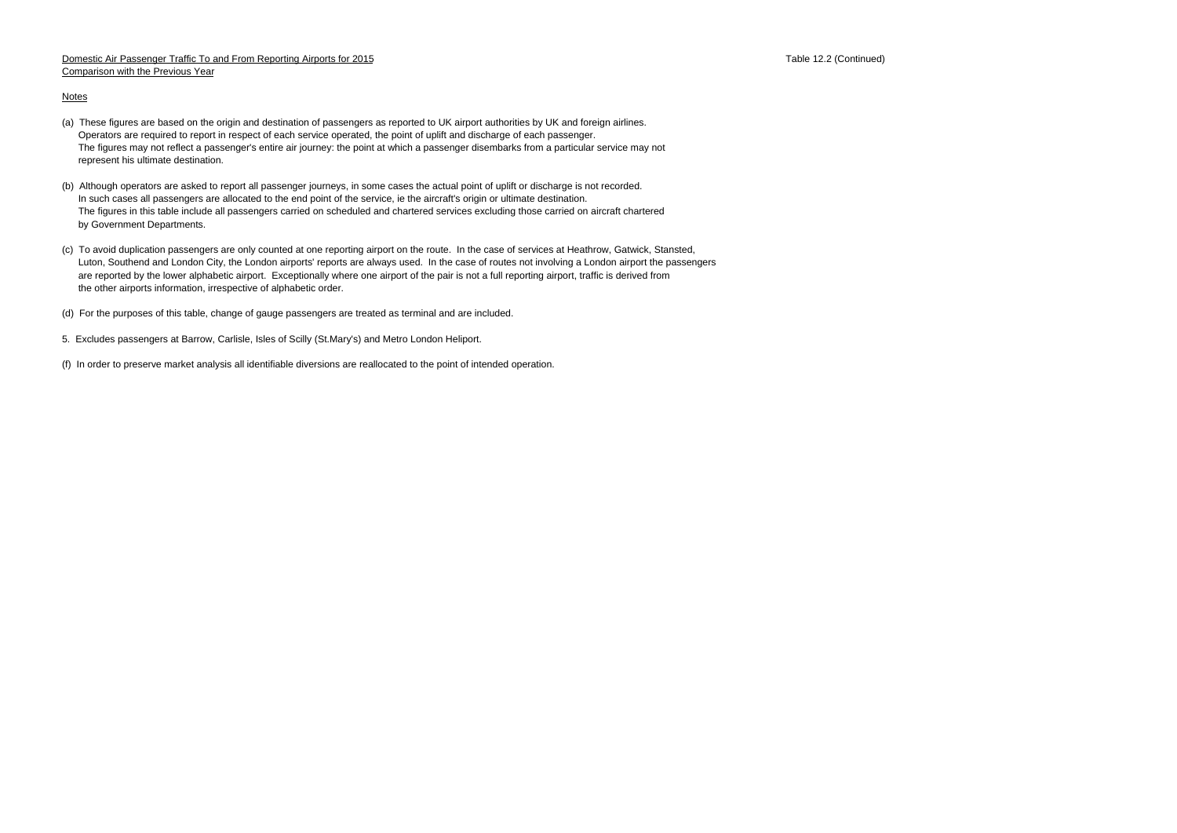Domestic Air Passenger Traffic To and From Reporting Airports for 2015
Comparison with the Previous Year

Table 12.2 (Continued)

Notes

(a) These figures are based on the origin and destination of passengers as reported to UK airport authorities by UK and foreign airlines.
Operators are required to report in respect of each service operated, the point of uplift and discharge of each passenger.
The figures may not reflect a passenger's entire air journey: the point at which a passenger disembarks from a particular service may not represent his ultimate destination.

(b) Although operators are asked to report all passenger journeys, in some cases the actual point of uplift or discharge is not recorded.
In such cases all passengers are allocated to the end point of the service, ie the aircraft's origin or ultimate destination.
The figures in this table include all passengers carried on scheduled and chartered services excluding those carried on aircraft chartered by Government Departments.

(c) To avoid duplication passengers are only counted at one reporting airport on the route. In the case of services at Heathrow, Gatwick, Stansted, Luton, Southend and London City, the London airports' reports are always used. In the case of routes not involving a London airport the passengers are reported by the lower alphabetic airport. Exceptionally where one airport of the pair is not a full reporting airport, traffic is derived from the other airports information, irrespective of alphabetic order.

(d) For the purposes of this table, change of gauge passengers are treated as terminal and are included.

5. Excludes passengers at Barrow, Carlisle, Isles of Scilly (St.Mary's) and Metro London Heliport.

(f) In order to preserve market analysis all identifiable diversions are reallocated to the point of intended operation.